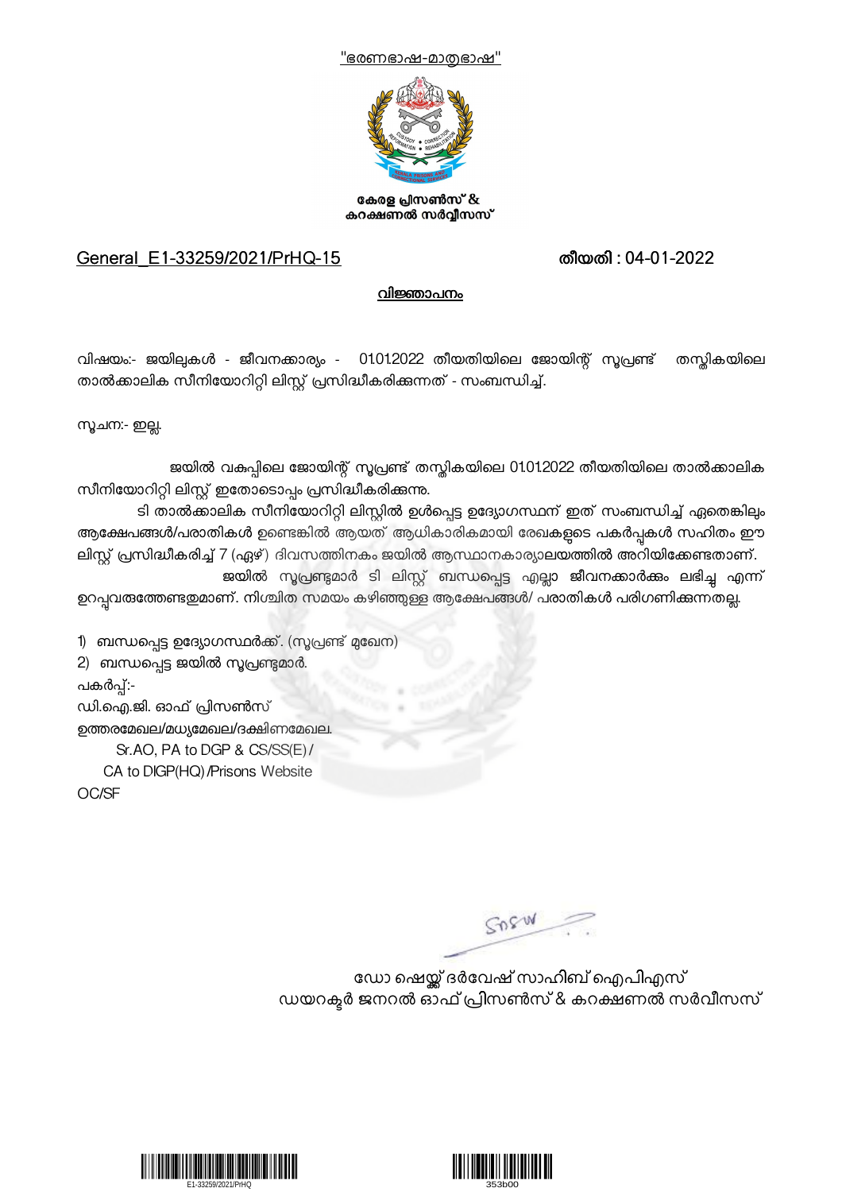"ഭരണഭാഷ-മാതൃഭാഷ"

**കേരള പ്രിസൺസ് & കറക്ഷണൽ സർവ്വീസസ്**

General_E1-33259/2021/PrHQ-15 **തീയതി : 04-01-2022**

**വിജ്ഞാപനം**

വിഷയം:- ജയിലുകൾ - ജീവനക്കാര്യം - 01.01.2022 തീയതിയിലെ ജോയിന്റ് സൂപ്രണ്ട് തസ്തികയിലെ താൽക്കാലിക സീനിയോറിറ്റി ലിസ്റ്റ് പ്രസിദ്ധീകരിക്കുന്നത് - സംബന്ധിച്ച്.

സൂചന:- ഇല്ല.

ജയിൽ വകുപ്പിലെ ജോയിന്റ് സൂപ്രണ്ട് തസ്തികയിലെ 01.01.2022 തീയതിയിലെ താൽക്കാലിക സീനിയോറിറ്റി ലിസ്റ്റ് ഇതോടൊപ്പം പ്രസിദ്ധീകരിക്കുന്നു.

ടി താൽക്കാലിക സീനിയോറിറ്റി ലിസ്റ്റിൽ ഉൾപ്പെട്ട ഉദ്യോഗസ്ഥന് ഇത് സംബന്ധിച്ച് ഏതെങ്കിലും ആക്ഷേപങ്ങൾ/പരാതികൾ ഉണ്ടെങ്കിൽ ആയത് ആധികാരികമായി രേഖകളുടെ പകർപ്പുകൾ സഹിതം ഈ ലിസ്റ്റ് പ്രസിദ്ധീകരിച്ച് 7 (ഏഴ്) ദിവസത്തിനകം ജയിൽ ആസ്ഥാനകാര്യാലയത്തിൽ അറിയിക്കേണ്ടതാണ്.

ജയിൽ സൂപ്രണ്ടുമാർ ടി ലിസ്റ്റ് ബന്ധപ്പെട്ട എല്ലാ ജീവനക്കാർക്കും ലഭിച്ചു എന്ന് ഉറപ്പുവരുത്തേണ്ടതുമാണ്. നിശ്ചിത സമയം കഴിഞ്ഞുള്ള ആക്ഷേപങ്ങൾ/ പരാതികൾ പരിഗണിക്കുന്നതല്ല.

1) ബന്ധപ്പെട്ട ഉദ്യോഗസ്ഥർക്ക്. (സൂപ്രണ്ട് മുഖേന)
2) ബന്ധപ്പെട്ട ജയിൽ സൂപ്രണ്ടുമാർ.

പകർപ്പ്:-
ഡി.ഐ.ജി. ഓഫ് പ്രിസൺസ്
ഉത്തരമേഖല/മധ്യമേഖല/ദക്ഷിണമേഖല.
Sr.AO, PA to DGP & CS/SS(E)/
CA to DIGP(HQ)/Prisons Website
OC/SF

ഡോ ഷെയ്ഖ് ദർവേഷ് സാഹിബ് ഐപിഎസ്
ഡയറക്ടർ ജനറൽ ഓഫ് പ്രിസൺസ് & കറക്ഷണൽ സർവീസസ്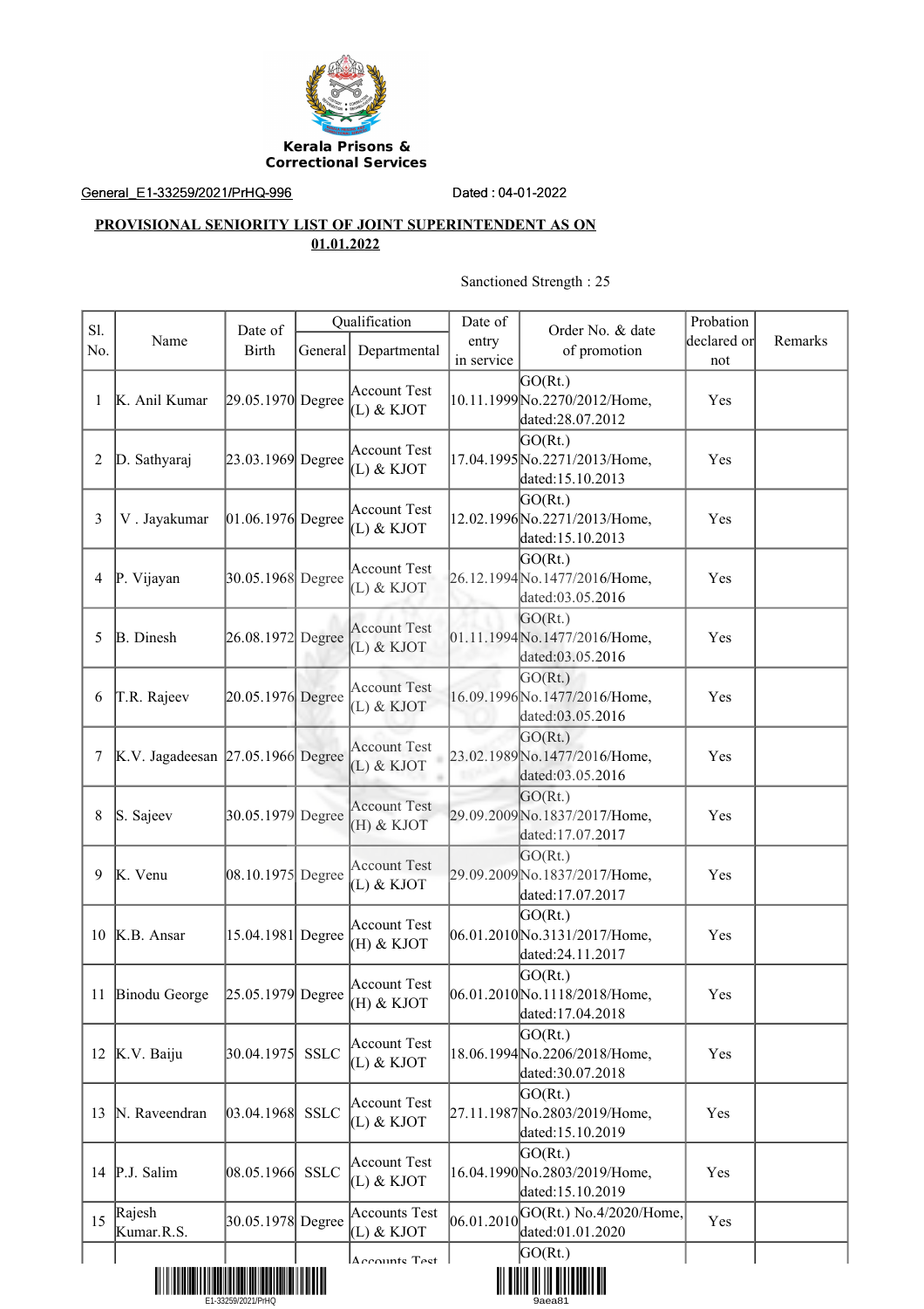Kerala Prisons &
Correctional Services

General_E1-33259/2021/PrHQ-996 Dated : 04-01-2022

**PROVISIONAL SENIORITY LIST OF JOINT SUPERINTENDENT AS ON 01.01.2022**

Sanctioned Strength : 25

| Sl. No. | Name | Date of Birth | Qualification | | Date of entry in service | Order No. & date of promotion | Probation declared or not | Remarks |
|---|---|---|---|---|---|---|---|---|
| | | | General | Departmental | | | | |
| 1 | K. Anil Kumar | 29.05.1970 | Degree | Account Test (L) & KJOT | 10.11.1999 | GO(Rt.) No.2270/2012/Home, dated:28.07.2012 | Yes | |
| 2 | D. Sathyaraj | 23.03.1969 | Degree | Account Test (L) & KJOT | 17.04.1995 | GO(Rt.) No.2271/2013/Home, dated:15.10.2013 | Yes | |
| 3 | V . Jayakumar | 01.06.1976 | Degree | Account Test (L) & KJOT | 12.02.1996 | GO(Rt.) No.2271/2013/Home, dated:15.10.2013 | Yes | |
| 4 | P. Vijayan | 30.05.1968 | Degree | Account Test (L) & KJOT | 26.12.1994 | GO(Rt.) No.1477/2016/Home, dated:03.05.2016 | Yes | |
| 5 | B. Dinesh | 26.08.1972 | Degree | Account Test (L) & KJOT | 01.11.1994 | GO(Rt.) No.1477/2016/Home, dated:03.05.2016 | Yes | |
| 6 | T.R. Rajeev | 20.05.1976 | Degree | Account Test (L) & KJOT | 16.09.1996 | GO(Rt.) No.1477/2016/Home, dated:03.05.2016 | Yes | |
| 7 | K.V. Jagadeesan | 27.05.1966 | Degree | Account Test (L) & KJOT | 23.02.1989 | GO(Rt.) No.1477/2016/Home, dated:03.05.2016 | Yes | |
| 8 | S. Sajeev | 30.05.1979 | Degree | Account Test (H) & KJOT | 29.09.2009 | GO(Rt.) No.1837/2017/Home, dated:17.07.2017 | Yes | |
| 9 | K. Venu | 08.10.1975 | Degree | Account Test (L) & KJOT | 29.09.2009 | GO(Rt.) No.1837/2017/Home, dated:17.07.2017 | Yes | |
| 10 | K.B. Ansar | 15.04.1981 | Degree | Account Test (H) & KJOT | 06.01.2010 | GO(Rt.) No.3131/2017/Home, dated:24.11.2017 | Yes | |
| 11 | Binodu George | 25.05.1979 | Degree | Account Test (H) & KJOT | 06.01.2010 | GO(Rt.) No.1118/2018/Home, dated:17.04.2018 | Yes | |
| 12 | K.V. Baiju | 30.04.1975 | SSLC | Account Test (L) & KJOT | 18.06.1994 | GO(Rt.) No.2206/2018/Home, dated:30.07.2018 | Yes | |
| 13 | N. Raveendran | 03.04.1968 | SSLC | Account Test (L) & KJOT | 27.11.1987 | GO(Rt.) No.2803/2019/Home, dated:15.10.2019 | Yes | |
| 14 | P.J. Salim | 08.05.1966 | SSLC | Account Test (L) & KJOT | 16.04.1990 | GO(Rt.) No.2803/2019/Home, dated:15.10.2019 | Yes | |
| 15 | Rajesh Kumar.R.S. | 30.05.1978 | Degree | Accounts Test (L) & KJOT | 06.01.2010 | GO(Rt.) No.4/2020/Home, dated:01.01.2020 | Yes | |
| | | | | Accounts Test | | GO(Rt.) | | |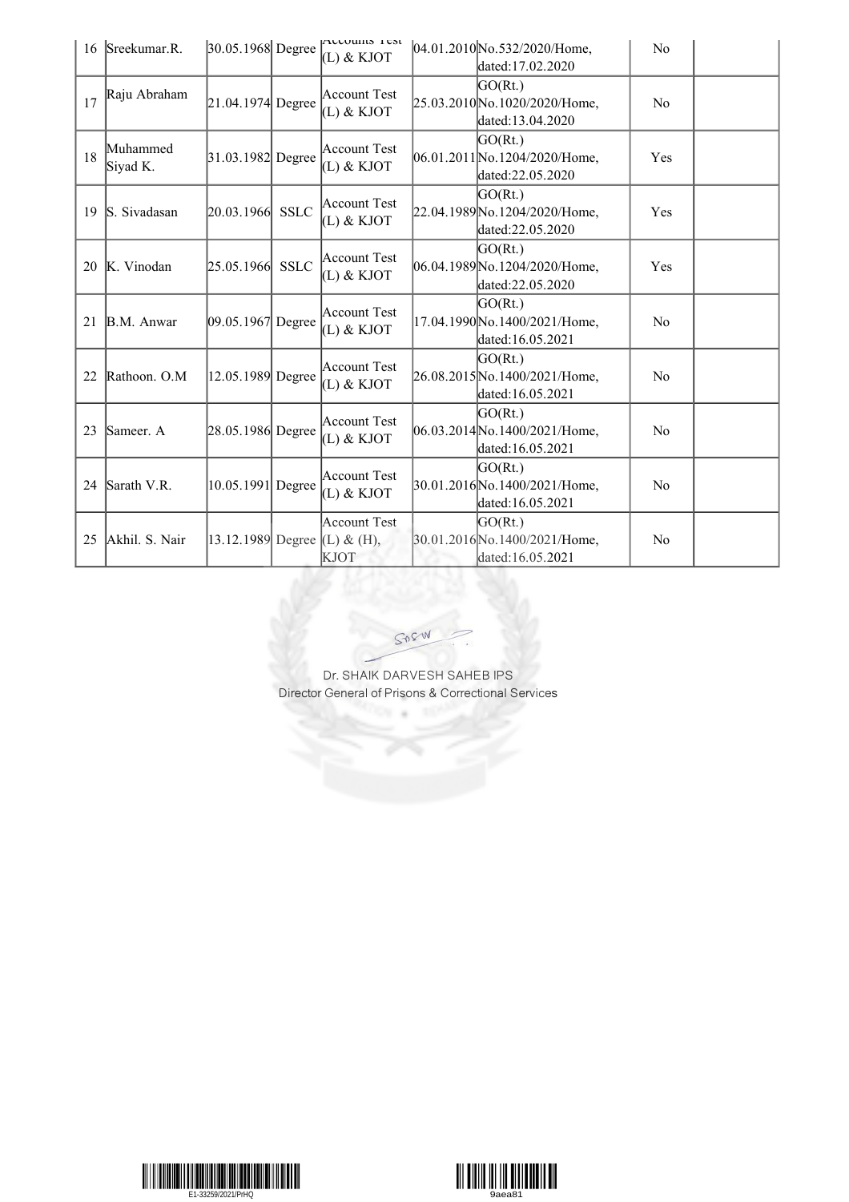| | | | | | | | | |
|---|---|---|---|---|---|---|---|---|
| 16 | Sreekumar.R. | 30.05.1968 | Degree | Accounts Test (L) & KJOT | 04.01.2010 | No.532/2020/Home, dated:17.02.2020 | No | |
| 17 | Raju Abraham | 21.04.1974 | Degree | Account Test (L) & KJOT | 25.03.2010 | GO(Rt.) No.1020/2020/Home, dated:13.04.2020 | No | |
| 18 | Muhammed Siyad K. | 31.03.1982 | Degree | Account Test (L) & KJOT | 06.01.2011 | GO(Rt.) No.1204/2020/Home, dated:22.05.2020 | Yes | |
| 19 | S. Sivadasan | 20.03.1966 | SSLC | Account Test (L) & KJOT | 22.04.1989 | GO(Rt.) No.1204/2020/Home, dated:22.05.2020 | Yes | |
| 20 | K. Vinodan | 25.05.1966 | SSLC | Account Test (L) & KJOT | 06.04.1989 | GO(Rt.) No.1204/2020/Home, dated:22.05.2020 | Yes | |
| 21 | B.M. Anwar | 09.05.1967 | Degree | Account Test (L) & KJOT | 17.04.1990 | GO(Rt.) No.1400/2021/Home, dated:16.05.2021 | No | |
| 22 | Rathoon. O.M | 12.05.1989 | Degree | Account Test (L) & KJOT | 26.08.2015 | GO(Rt.) No.1400/2021/Home, dated:16.05.2021 | No | |
| 23 | Sameer. A | 28.05.1986 | Degree | Account Test (L) & KJOT | 06.03.2014 | GO(Rt.) No.1400/2021/Home, dated:16.05.2021 | No | |
| 24 | Sarath V.R. | 10.05.1991 | Degree | Account Test (L) & KJOT | 30.01.2016 | GO(Rt.) No.1400/2021/Home, dated:16.05.2021 | No | |
| 25 | Akhil. S. Nair | 13.12.1989 | Degree | Account Test (L) & (H), KJOT | 30.01.2016 | GO(Rt.) No.1400/2021/Home, dated:16.05.2021 | No | |

Dr. SHAIK DARVESH SAHEB IPS
Director General of Prisons & Correctional Services

E1-33259/2021/PrHQ

9aea81